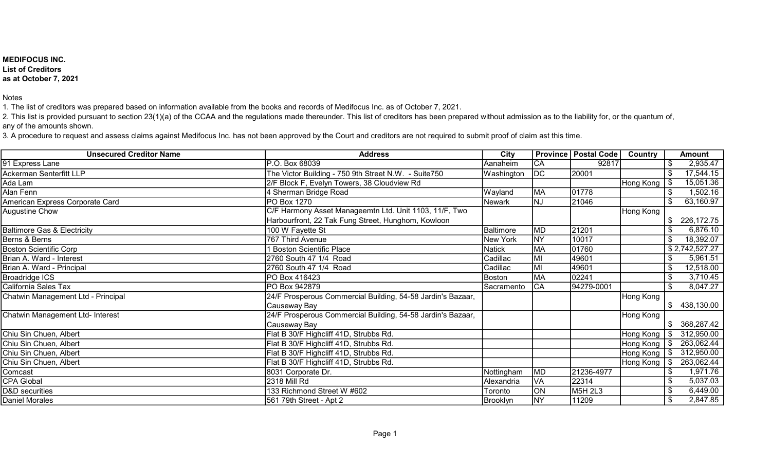**MEDIFOCUS INC.**
**List of Creditors**
**as at October 7, 2021**

Notes

1. The list of creditors was prepared based on information available from the books and records of Medifocus Inc. as of October 7, 2021.
2. This list is provided pursuant to section 23(1)(a) of the CCAA and the regulations made thereunder. This list of creditors has been prepared without admission as to the liability for, or the quantum of, any of the amounts shown.
3. A procedure to request and assess claims against Medifocus Inc. has not been approved by the Court and creditors are not required to submit proof of claim ast this time.

| Unsecured Creditor Name | Address | City | Province | Postal Code | Country | Amount |
|---|---|---|---|---|---|---|
| 91 Express Lane | P.O. Box 68039 | Aanaheim | CA | 92817 | | $ 2,935.47 |
| Ackerman Senterfitt LLP | The Victor Building - 750 9th Street N.W. - Suite750 | Washington | DC | 20001 | | $ 17,544.15 |
| Ada Lam | 2/F Block F, Evelyn Towers, 38 Cloudview Rd | | | | Hong Kong | $ 15,051.36 |
| Alan Fenn | 4 Sherman Bridge Road | Wayland | MA | 01778 | | $ 1,502.16 |
| American Express Corporate Card | PO Box 1270 | Newark | NJ | 21046 | | $ 63,160.97 |
| Augustine Chow | C/F Harmony Asset Manageemtn Ltd. Unit 1103, 11/F, Two Harbourfront, 22 Tak Fung Street, Hunghom, Kowloon | | | | Hong Kong | $ 226,172.75 |
| Baltimore Gas & Electricity | 100 W Fayette St | Baltimore | MD | 21201 | | $ 6,876.10 |
| Berns & Berns | 767 Third Avenue | New York | NY | 10017 | | $ 18,392.07 |
| Boston Scientific Corp | 1 Boston Scientific Place | Natick | MA | 01760 | | $ 2,742,527.27 |
| Brian A. Ward - Interest | 2760 South 47 1/4 Road | Cadillac | MI | 49601 | | $ 5,961.51 |
| Brian A. Ward - Principal | 2760 South 47 1/4 Road | Cadillac | MI | 49601 | | $ 12,518.00 |
| Broadridge ICS | PO Box 416423 | Boston | MA | 02241 | | $ 3,710.45 |
| California Sales Tax | PO Box 942879 | Sacramento | CA | 94279-0001 | | $ 8,047.27 |
| Chatwin Management Ltd - Principal | 24/F Prosperous Commercial Building, 54-58 Jardin's Bazaar, Causeway Bay | | | | Hong Kong | $ 438,130.00 |
| Chatwin Management Ltd- Interest | 24/F Prosperous Commercial Building, 54-58 Jardin's Bazaar, Causeway Bay | | | | Hong Kong | $ 368,287.42 |
| Chiu Sin Chuen, Albert | Flat B 30/F Highcliff 41D, Strubbs Rd. | | | | Hong Kong | $ 312,950.00 |
| Chiu Sin Chuen, Albert | Flat B 30/F Highcliff 41D, Strubbs Rd. | | | | Hong Kong | $ 263,062.44 |
| Chiu Sin Chuen, Albert | Flat B 30/F Highcliff 41D, Strubbs Rd. | | | | Hong Kong | $ 312,950.00 |
| Chiu Sin Chuen, Albert | Flat B 30/F Highcliff 41D, Strubbs Rd. | | | | Hong Kong | $ 263,062.44 |
| Comcast | 8031 Corporate Dr. | Nottingham | MD | 21236-4977 | | $ 1,971.76 |
| CPA Global | 2318 Mill Rd | Alexandria | VA | 22314 | | $ 5,037.03 |
| D&D securities | 133 Richmond Street W #602 | Toronto | ON | M5H 2L3 | | $ 6,449.00 |
| Daniel Morales | 561 79th Street - Apt 2 | Brooklyn | NY | 11209 | | $ 2,847.85 |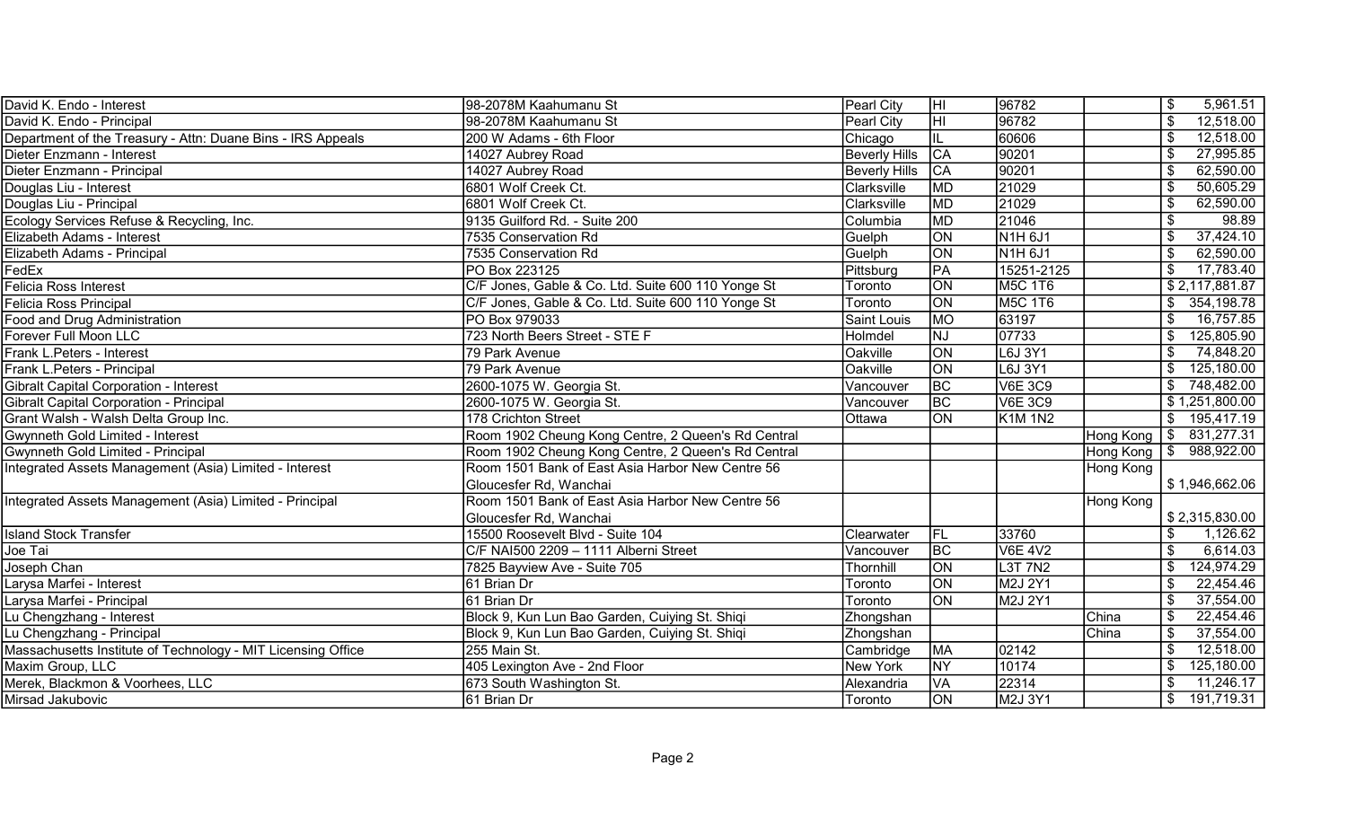| | | | | | | |
|---|---|---|---|---|---|---|
| David K. Endo - Interest | 98-2078M Kaahumanu St | Pearl City | HI | 96782 | | $ 5,961.51 |
| David K. Endo - Principal | 98-2078M Kaahumanu St | Pearl City | HI | 96782 | | $ 12,518.00 |
| Department of the Treasury - Attn: Duane Bins - IRS Appeals | 200 W Adams - 6th Floor | Chicago | IL | 60606 | | $ 12,518.00 |
| Dieter Enzmann - Interest | 14027 Aubrey Road | Beverly Hills | CA | 90201 | | $ 27,995.85 |
| Dieter Enzmann - Principal | 14027 Aubrey Road | Beverly Hills | CA | 90201 | | $ 62,590.00 |
| Douglas Liu - Interest | 6801 Wolf Creek Ct. | Clarksville | MD | 21029 | | $ 50,605.29 |
| Douglas Liu - Principal | 6801 Wolf Creek Ct. | Clarksville | MD | 21029 | | $ 62,590.00 |
| Ecology Services Refuse & Recycling, Inc. | 9135 Guilford Rd. - Suite 200 | Columbia | MD | 21046 | | $ 98.89 |
| Elizabeth Adams - Interest | 7535 Conservation Rd | Guelph | ON | N1H 6J1 | | $ 37,424.10 |
| Elizabeth Adams - Principal | 7535 Conservation Rd | Guelph | ON | N1H 6J1 | | $ 62,590.00 |
| FedEx | PO Box 223125 | Pittsburg | PA | 15251-2125 | | $ 17,783.40 |
| Felicia Ross Interest | C/F Jones, Gable & Co. Ltd. Suite 600 110 Yonge St | Toronto | ON | M5C 1T6 | | $ 2,117,881.87 |
| Felicia Ross Principal | C/F Jones, Gable & Co. Ltd. Suite 600 110 Yonge St | Toronto | ON | M5C 1T6 | | $ 354,198.78 |
| Food and Drug Administration | PO Box 979033 | Saint Louis | MO | 63197 | | $ 16,757.85 |
| Forever Full Moon LLC | 723 North Beers Street - STE F | Holmdel | NJ | 07733 | | $ 125,805.90 |
| Frank L.Peters - Interest | 79 Park Avenue | Oakville | ON | L6J 3Y1 | | $ 74,848.20 |
| Frank L.Peters - Principal | 79 Park Avenue | Oakville | ON | L6J 3Y1 | | $ 125,180.00 |
| Gibralt Capital Corporation - Interest | 2600-1075 W. Georgia St. | Vancouver | BC | V6E 3C9 | | $ 748,482.00 |
| Gibralt Capital Corporation - Principal | 2600-1075 W. Georgia St. | Vancouver | BC | V6E 3C9 | | $ 1,251,800.00 |
| Grant Walsh - Walsh Delta Group Inc. | 178 Crichton Street | Ottawa | ON | K1M 1N2 | | $ 195,417.19 |
| Gwynneth Gold Limited - Interest | Room 1902 Cheung Kong Centre, 2 Queen's Rd Central | | | | Hong Kong | $ 831,277.31 |
| Gwynneth Gold Limited - Principal | Room 1902 Cheung Kong Centre, 2 Queen's Rd Central | | | | Hong Kong | $ 988,922.00 |
| Integrated Assets Management (Asia) Limited - Interest | Room 1501 Bank of East Asia Harbor New Centre 56 Gloucesfer Rd, Wanchai | | | | Hong Kong | $ 1,946,662.06 |
| Integrated Assets Management (Asia) Limited - Principal | Room 1501 Bank of East Asia Harbor New Centre 56 Gloucesfer Rd, Wanchai | | | | Hong Kong | $ 2,315,830.00 |
| Island Stock Transfer | 15500 Roosevelt Blvd - Suite 104 | Clearwater | FL | 33760 | | $ 1,126.62 |
| Joe Tai | C/F NAI500 2209 – 1111 Alberni Street | Vancouver | BC | V6E 4V2 | | $ 6,614.03 |
| Joseph Chan | 7825 Bayview Ave - Suite 705 | Thornhill | ON | L3T 7N2 | | $ 124,974.29 |
| Larysa Marfei - Interest | 61 Brian Dr | Toronto | ON | M2J 2Y1 | | $ 22,454.46 |
| Larysa Marfei - Principal | 61 Brian Dr | Toronto | ON | M2J 2Y1 | | $ 37,554.00 |
| Lu Chengzhang - Interest | Block 9, Kun Lun Bao Garden, Cuiying St. Shiqi | Zhongshan | | | China | $ 22,454.46 |
| Lu Chengzhang - Principal | Block 9, Kun Lun Bao Garden, Cuiying St. Shiqi | Zhongshan | | | China | $ 37,554.00 |
| Massachusetts Institute of Technology - MIT Licensing Office | 255 Main St. | Cambridge | MA | 02142 | | $ 12,518.00 |
| Maxim Group, LLC | 405 Lexington Ave - 2nd Floor | New York | NY | 10174 | | $ 125,180.00 |
| Merek, Blackmon & Voorhees, LLC | 673 South Washington St. | Alexandria | VA | 22314 | | $ 11,246.17 |
| Mirsad Jakubovic | 61 Brian Dr | Toronto | ON | M2J 3Y1 | | $ 191,719.31 |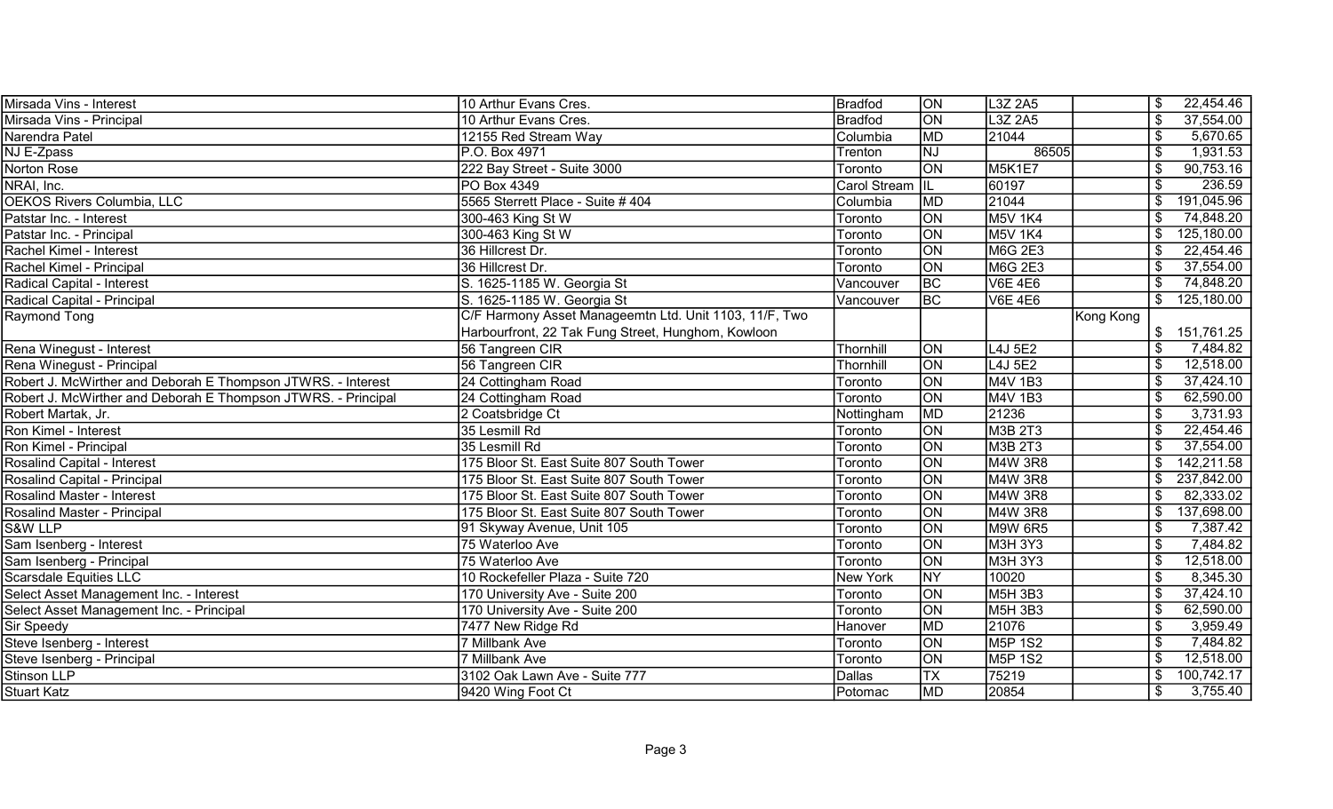| Name | Address | City | State | Postal Code | Country | Amount |
|---|---|---|---|---|---|---|
| Mirsada Vins - Interest | 10 Arthur Evans Cres. | Bradfod | ON | L3Z 2A5 | | $ 22,454.46 |
| Mirsada Vins - Principal | 10 Arthur Evans Cres. | Bradfod | ON | L3Z 2A5 | | $ 37,554.00 |
| Narendra Patel | 12155 Red Stream Way | Columbia | MD | 21044 | | $ 5,670.65 |
| NJ E-Zpass | P.O. Box 4971 | Trenton | NJ | 86505 | | $ 1,931.53 |
| Norton Rose | 222 Bay Street - Suite 3000 | Toronto | ON | M5K1E7 | | $ 90,753.16 |
| NRAI, Inc. | PO Box 4349 | Carol Stream | IL | 60197 | | $ 236.59 |
| OEKOS Rivers Columbia, LLC | 5565 Sterrett Place - Suite # 404 | Columbia | MD | 21044 | | $ 191,045.96 |
| Patstar Inc. - Interest | 300-463 King St W | Toronto | ON | M5V 1K4 | | $ 74,848.20 |
| Patstar Inc. - Principal | 300-463 King St W | Toronto | ON | M5V 1K4 | | $ 125,180.00 |
| Rachel Kimel - Interest | 36 Hillcrest Dr. | Toronto | ON | M6G 2E3 | | $ 22,454.46 |
| Rachel Kimel - Principal | 36 Hillcrest Dr. | Toronto | ON | M6G 2E3 | | $ 37,554.00 |
| Radical Capital - Interest | S. 1625-1185 W. Georgia St | Vancouver | BC | V6E 4E6 | | $ 74,848.20 |
| Radical Capital - Principal | S. 1625-1185 W. Georgia St | Vancouver | BC | V6E 4E6 | | $ 125,180.00 |
| Raymond Tong | C/F Harmony Asset Manageemtn Ltd. Unit 1103, 11/F, Two Harbourfront, 22 Tak Fung Street, Hunghom, Kowloon | | | | Kong Kong | $ 151,761.25 |
| Rena Winegust - Interest | 56 Tangreen CIR | Thornhill | ON | L4J 5E2 | | $ 7,484.82 |
| Rena Winegust - Principal | 56 Tangreen CIR | Thornhill | ON | L4J 5E2 | | $ 12,518.00 |
| Robert J. McWirther and Deborah E Thompson JTWRS. - Interest | 24 Cottingham Road | Toronto | ON | M4V 1B3 | | $ 37,424.10 |
| Robert J. McWirther and Deborah E Thompson JTWRS. - Principal | 24 Cottingham Road | Toronto | ON | M4V 1B3 | | $ 62,590.00 |
| Robert Martak, Jr. | 2 Coatsbridge Ct | Nottingham | MD | 21236 | | $ 3,731.93 |
| Ron Kimel - Interest | 35 Lesmill Rd | Toronto | ON | M3B 2T3 | | $ 22,454.46 |
| Ron Kimel - Principal | 35 Lesmill Rd | Toronto | ON | M3B 2T3 | | $ 37,554.00 |
| Rosalind Capital - Interest | 175 Bloor St. East Suite 807 South Tower | Toronto | ON | M4W 3R8 | | $ 142,211.58 |
| Rosalind Capital - Principal | 175 Bloor St. East Suite 807 South Tower | Toronto | ON | M4W 3R8 | | $ 237,842.00 |
| Rosalind Master - Interest | 175 Bloor St. East Suite 807 South Tower | Toronto | ON | M4W 3R8 | | $ 82,333.02 |
| Rosalind Master - Principal | 175 Bloor St. East Suite 807 South Tower | Toronto | ON | M4W 3R8 | | $ 137,698.00 |
| S&W LLP | 91 Skyway Avenue, Unit 105 | Toronto | ON | M9W 6R5 | | $ 7,387.42 |
| Sam Isenberg - Interest | 75 Waterloo Ave | Toronto | ON | M3H 3Y3 | | $ 7,484.82 |
| Sam Isenberg - Principal | 75 Waterloo Ave | Toronto | ON | M3H 3Y3 | | $ 12,518.00 |
| Scarsdale Equities LLC | 10 Rockefeller Plaza - Suite 720 | New York | NY | 10020 | | $ 8,345.30 |
| Select Asset Management Inc. - Interest | 170 University Ave - Suite 200 | Toronto | ON | M5H 3B3 | | $ 37,424.10 |
| Select Asset Management Inc. - Principal | 170 University Ave - Suite 200 | Toronto | ON | M5H 3B3 | | $ 62,590.00 |
| Sir Speedy | 7477 New Ridge Rd | Hanover | MD | 21076 | | $ 3,959.49 |
| Steve Isenberg - Interest | 7 Millbank Ave | Toronto | ON | M5P 1S2 | | $ 7,484.82 |
| Steve Isenberg - Principal | 7 Millbank Ave | Toronto | ON | M5P 1S2 | | $ 12,518.00 |
| Stinson LLP | 3102 Oak Lawn Ave - Suite 777 | Dallas | TX | 75219 | | $ 100,742.17 |
| Stuart Katz | 9420 Wing Foot Ct | Potomac | MD | 20854 | | $ 3,755.40 |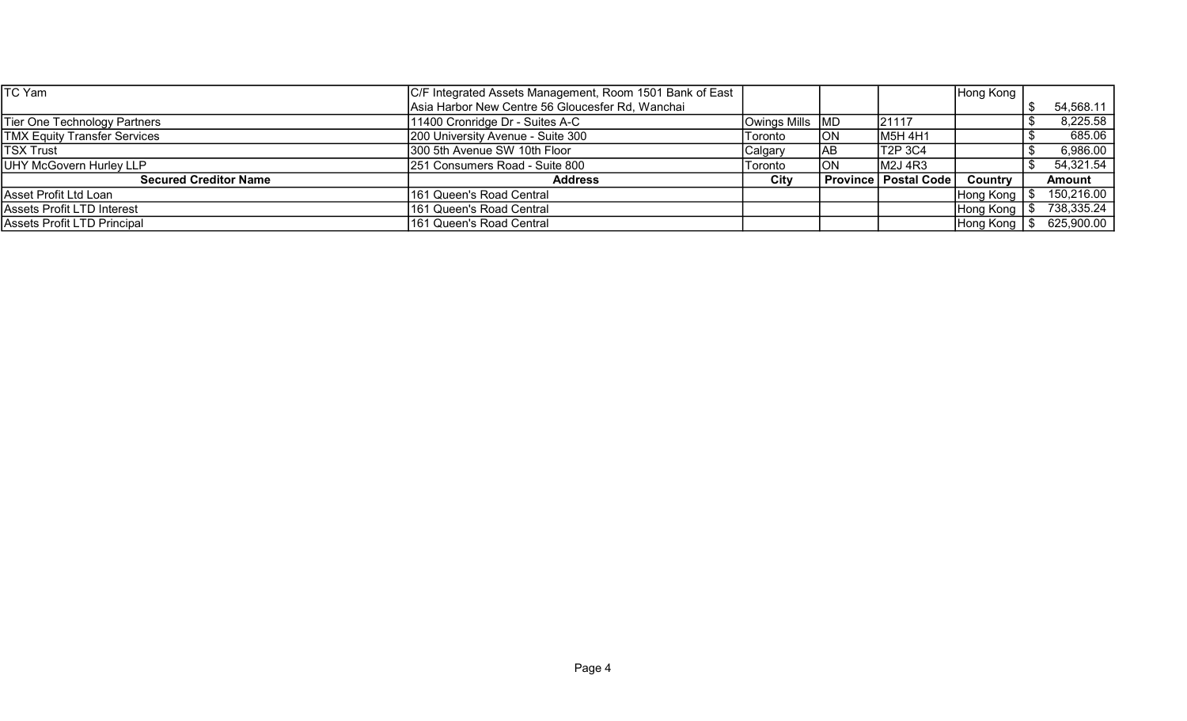| | | | | | | |
|---|---|---|---|---|---|---|
| TC Yam | C/F Integrated Assets Management, Room 1501 Bank of East Asia Harbor New Centre 56 Gloucesfer Rd, Wanchai | | | | Hong Kong | $ 54,568.11 |
| Tier One Technology Partners | 11400 Cronridge Dr - Suites A-C | Owings Mills | MD | 21117 | | $ 8,225.58 |
| TMX Equity Transfer Services | 200 University Avenue - Suite 300 | Toronto | ON | M5H 4H1 | | $ 685.06 |
| TSX Trust | 300 5th Avenue SW 10th Floor | Calgary | AB | T2P 3C4 | | $ 6,986.00 |
| UHY McGovern Hurley LLP | 251 Consumers Road - Suite 800 | Toronto | ON | M2J 4R3 | | $ 54,321.54 |
| **Secured Creditor Name** | **Address** | **City** | **Province** | **Postal Code** | **Country** | **Amount** |
| Asset Profit Ltd Loan | 161 Queen's Road Central | | | | Hong Kong | $ 150,216.00 |
| Assets Profit LTD Interest | 161 Queen's Road Central | | | | Hong Kong | $ 738,335.24 |
| Assets Profit LTD Principal | 161 Queen's Road Central | | | | Hong Kong | $ 625,900.00 |